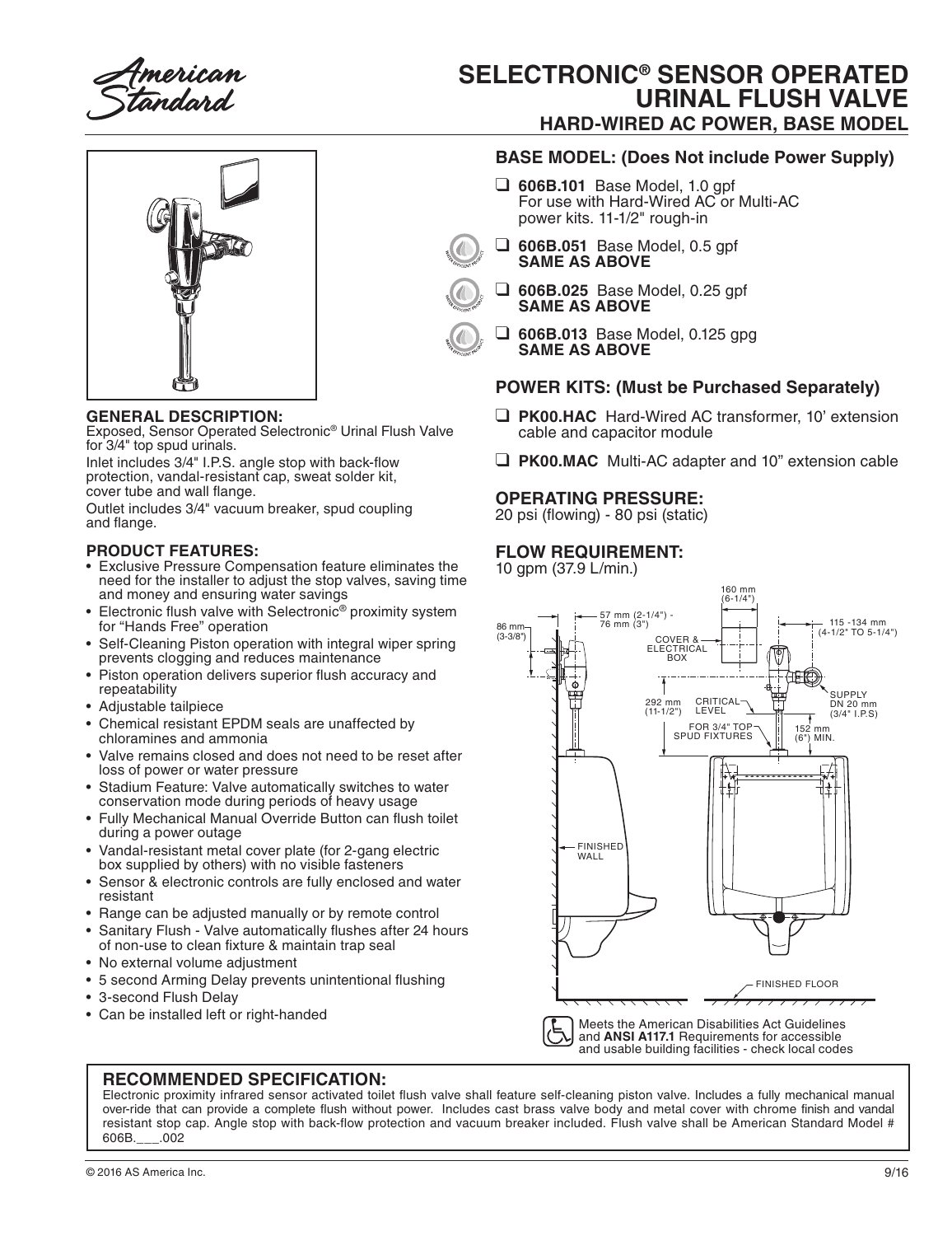# SELECTRONIC® SENSOR OPERATED URINAL FLUSH VALVE

## HARD-WIRED AC POWER, BASE MODEL

### BASE MODEL: (Does Not include Power Supply)

- ❑ **606B.101** Base Model, 1.0 gpf
  For use with Hard-Wired AC or Multi-AC power kits. 11-1/2" rough-in
- ❑ **606B.051** Base Model, 0.5 gpf
  **SAME AS ABOVE**
- ❑ **606B.025** Base Model, 0.25 gpf
  **SAME AS ABOVE**
- ❑ **606B.013** Base Model, 0.125 gpg
  **SAME AS ABOVE**

### POWER KITS: (Must be Purchased Separately)

- ❑ **PK00.HAC** Hard-Wired AC transformer, 10' extension cable and capacitor module
- ❑ **PK00.MAC** Multi-AC adapter and 10" extension cable

### OPERATING PRESSURE:

20 psi (flowing) - 80 psi (static)

### FLOW REQUIREMENT:

10 gpm (37.9 L/min.)

### GENERAL DESCRIPTION:

Exposed, Sensor Operated Selectronic® Urinal Flush Valve for 3/4" top spud urinals.

Inlet includes 3/4" I.P.S. angle stop with back-flow protection, vandal-resistant cap, sweat solder kit, cover tube and wall flange.

Outlet includes 3/4" vacuum breaker, spud coupling and flange.

### PRODUCT FEATURES:

- Exclusive Pressure Compensation feature eliminates the need for the installer to adjust the stop valves, saving time and money and ensuring water savings
- Electronic flush valve with Selectronic® proximity system for "Hands Free" operation
- Self-Cleaning Piston operation with integral wiper spring prevents clogging and reduces maintenance
- Piston operation delivers superior flush accuracy and repeatability
- Adjustable tailpiece
- Chemical resistant EPDM seals are unaffected by chloramines and ammonia
- Valve remains closed and does not need to be reset after loss of power or water pressure
- Stadium Feature: Valve automatically switches to water conservation mode during periods of heavy usage
- Fully Mechanical Manual Override Button can flush toilet during a power outage
- Vandal-resistant metal cover plate (for 2-gang electric box supplied by others) with no visible fasteners
- Sensor & electronic controls are fully enclosed and water resistant
- Range can be adjusted manually or by remote control
- Sanitary Flush - Valve automatically flushes after 24 hours of non-use to clean fixture & maintain trap seal
- No external volume adjustment
- 5 second Arming Delay prevents unintentional flushing
- 3-second Flush Delay
- Can be installed left or right-handed

160 mm (6-1/4") · 57 mm (2-1/4") - 76 mm (3") · 86 mm (3-3/8") · COVER & ELECTRICAL BOX · 115 -134 mm (4-1/2" TO 5-1/4") · SUPPLY DN 20 mm (3/4" I.P.S) · 292 mm (11-1/2") · CRITICAL LEVEL · FOR 3/4" TOP SPUD FIXTURES · 152 mm (6") MIN. · FINISHED WALL · FINISHED FLOOR

Meets the American Disabilities Act Guidelines and **ANSI A117.1** Requirements for accessible and usable building facilities - check local codes

### RECOMMENDED SPECIFICATION:

Electronic proximity infrared sensor activated toilet flush valve shall feature self-cleaning piston valve. Includes a fully mechanical manual over-ride that can provide a complete flush without power. Includes cast brass valve body and metal cover with chrome finish and vandal resistant stop cap. Angle stop with back-flow protection and vacuum breaker included. Flush valve shall be American Standard Model # 606B.___.002

© 2016 AS America Inc.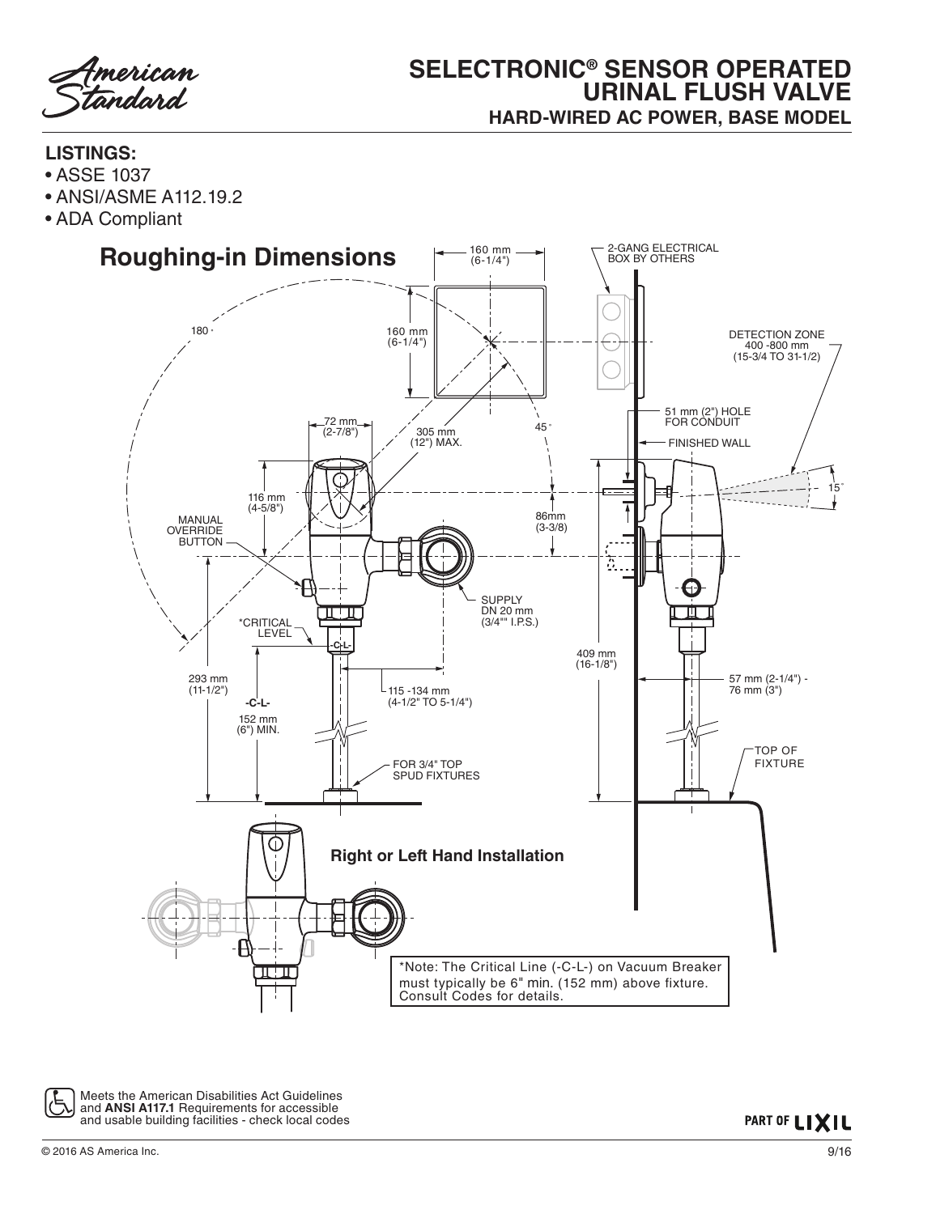# SELECTRONIC® SENSOR OPERATED URINAL FLUSH VALVE

## HARD-WIRED AC POWER, BASE MODEL

**LISTINGS:**

- ASSE 1037
- ANSI/ASME A112.19.2
- ADA Compliant

## Roughing-in Dimensions

160 mm (6-1/4")

160 mm (6-1/4")

2-GANG ELECTRICAL BOX BY OTHERS

180°

DETECTION ZONE 400 -800 mm (15-3/4 TO 31-1/2)

45°

72 mm (2-7/8")

305 mm (12") MAX.

51 mm (2") HOLE FOR CONDUIT

FINISHED WALL

116 mm (4-5/8")

15°

MANUAL OVERRIDE BUTTON

86mm (3-3/8)

SUPPLY DN 20 mm (3/4"" I.P.S.)

*CRITICAL LEVEL

-C-L-

409 mm (16-1/8")

293 mm (11-1/2")

115 -134 mm (4-1/2" TO 5-1/4")

57 mm (2-1/4") - 76 mm (3")

-C-L-

152 mm (6") MIN.

TOP OF FIXTURE

FOR 3/4" TOP SPUD FIXTURES

**Right or Left Hand Installation**

*Note: The Critical Line (-C-L-) on Vacuum Breaker must typically be 6" min. (152 mm) above fixture. Consult Codes for details.

Meets the American Disabilities Act Guidelines and **ANSI A117.1** Requirements for accessible and usable building facilities - check local codes

PART OF LIXIL

© 2016 AS America Inc.

9/16